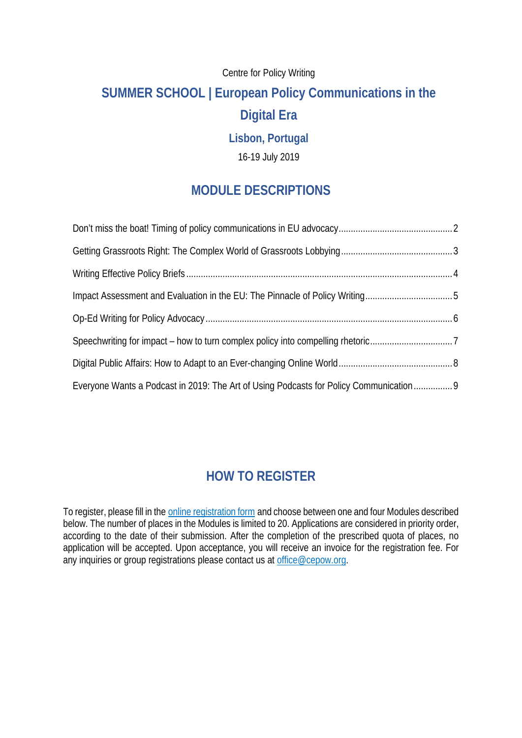Centre for Policy Writing

# SUMMER SCHOOL | European Policy Communications in the Digital Era

## Lisbon, Portugal

16-19 July 2019

## MODULE DESCRIPTIONS

Don't miss the boat! Timing of policy communications in EU advocacy .... 2

Getting Grassroots Right: The Complex World of Grassroots Lobbying .... 3

Writing Effective Policy Briefs .... 4

Impact Assessment and Evaluation in the EU: The Pinnacle of Policy Writing .... 5

Op-Ed Writing for Policy Advocacy .... 6

Speechwriting for impact – how to turn complex policy into compelling rhetoric .... 7

Digital Public Affairs: How to Adapt to an Ever-changing Online World .... 8

Everyone Wants a Podcast in 2019: The Art of Using Podcasts for Policy Communication .... 9

## HOW TO REGISTER

To register, please fill in the online registration form and choose between one and four Modules described below. The number of places in the Modules is limited to 20. Applications are considered in priority order, according to the date of their submission. After the completion of the prescribed quota of places, no application will be accepted. Upon acceptance, you will receive an invoice for the registration fee. For any inquiries or group registrations please contact us at office@cepow.org.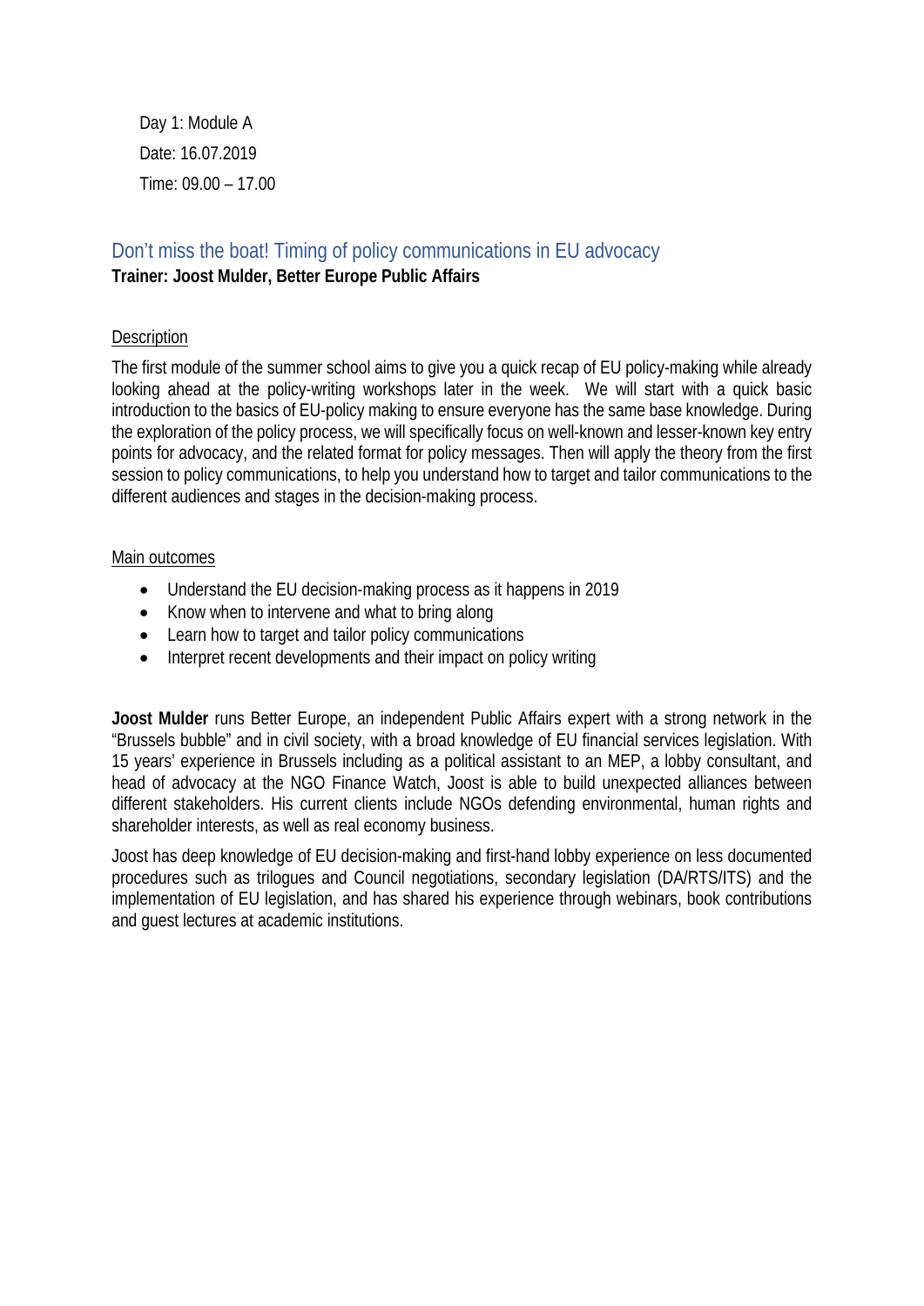Day 1: Module A

Date: 16.07.2019

Time: 09.00 – 17.00

## Don't miss the boat! Timing of policy communications in EU advocacy

**Trainer: Joost Mulder, Better Europe Public Affairs**

Description

The first module of the summer school aims to give you a quick recap of EU policy-making while already looking ahead at the policy-writing workshops later in the week. We will start with a quick basic introduction to the basics of EU-policy making to ensure everyone has the same base knowledge. During the exploration of the policy process, we will specifically focus on well-known and lesser-known key entry points for advocacy, and the related format for policy messages. Then will apply the theory from the first session to policy communications, to help you understand how to target and tailor communications to the different audiences and stages in the decision-making process.

Main outcomes

- Understand the EU decision-making process as it happens in 2019
- Know when to intervene and what to bring along
- Learn how to target and tailor policy communications
- Interpret recent developments and their impact on policy writing

**Joost Mulder** runs Better Europe, an independent Public Affairs expert with a strong network in the "Brussels bubble" and in civil society, with a broad knowledge of EU financial services legislation. With 15 years' experience in Brussels including as a political assistant to an MEP, a lobby consultant, and head of advocacy at the NGO Finance Watch, Joost is able to build unexpected alliances between different stakeholders. His current clients include NGOs defending environmental, human rights and shareholder interests, as well as real economy business.

Joost has deep knowledge of EU decision-making and first-hand lobby experience on less documented procedures such as trilogues and Council negotiations, secondary legislation (DA/RTS/ITS) and the implementation of EU legislation, and has shared his experience through webinars, book contributions and guest lectures at academic institutions.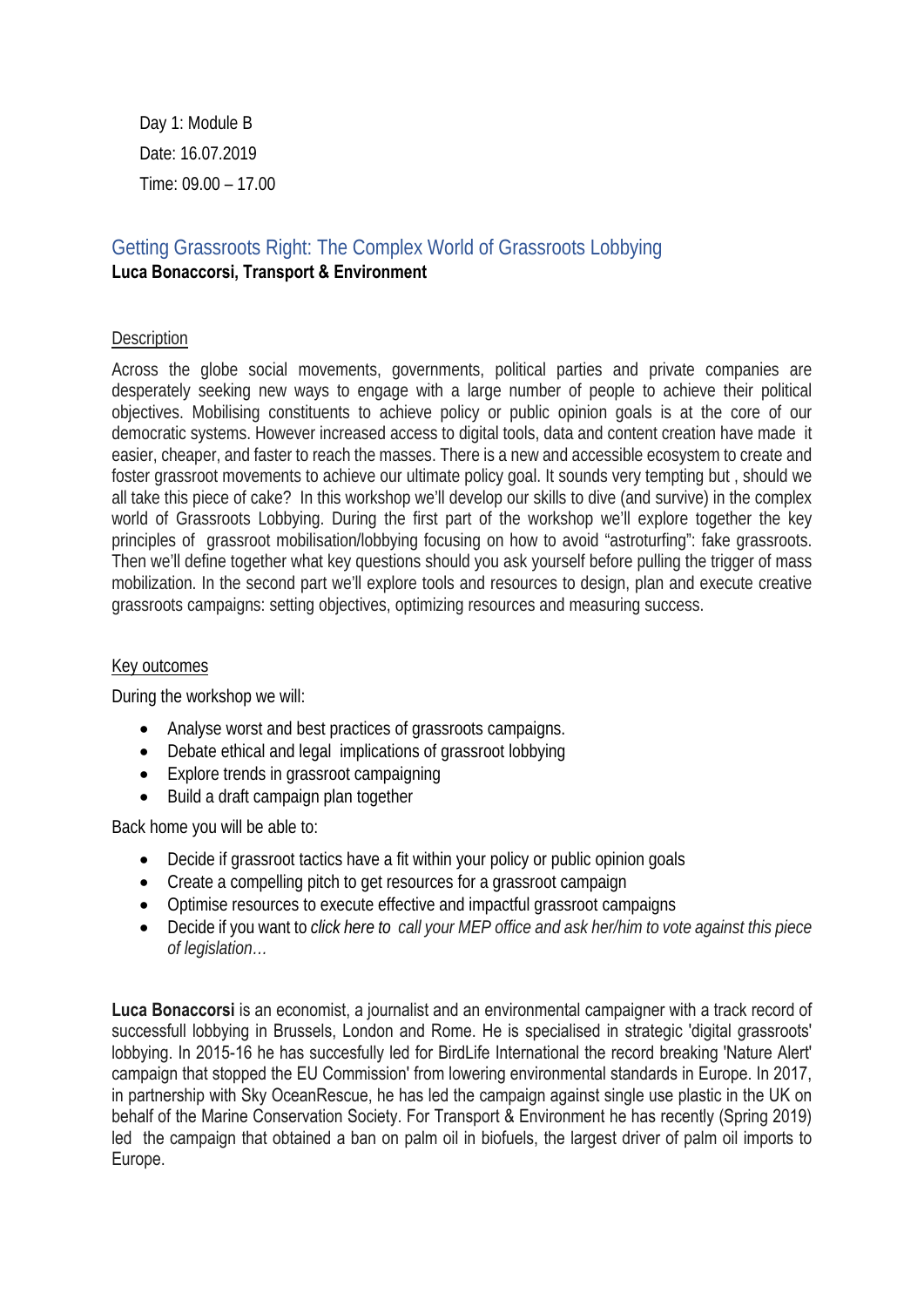Day 1: Module B

Date: 16.07.2019

Time: 09.00 – 17.00

## Getting Grassroots Right: The Complex World of Grassroots Lobbying

**Luca Bonaccorsi, Transport & Environment**

Description

Across the globe social movements, governments, political parties and private companies are desperately seeking new ways to engage with a large number of people to achieve their political objectives. Mobilising constituents to achieve policy or public opinion goals is at the core of our democratic systems. However increased access to digital tools, data and content creation have made it easier, cheaper, and faster to reach the masses. There is a new and accessible ecosystem to create and foster grassroot movements to achieve our ultimate policy goal. It sounds very tempting but , should we all take this piece of cake? In this workshop we'll develop our skills to dive (and survive) in the complex world of Grassroots Lobbying. During the first part of the workshop we'll explore together the key principles of grassroot mobilisation/lobbying focusing on how to avoid "astroturfing": fake grassroots. Then we'll define together what key questions should you ask yourself before pulling the trigger of mass mobilization. In the second part we'll explore tools and resources to design, plan and execute creative grassroots campaigns: setting objectives, optimizing resources and measuring success.

Key outcomes

During the workshop we will:

- Analyse worst and best practices of grassroots campaigns.
- Debate ethical and legal implications of grassroot lobbying
- Explore trends in grassroot campaigning
- Build a draft campaign plan together

Back home you will be able to:

- Decide if grassroot tactics have a fit within your policy or public opinion goals
- Create a compelling pitch to get resources for a grassroot campaign
- Optimise resources to execute effective and impactful grassroot campaigns
- Decide if you want to *click here to call your MEP office and ask her/him to vote against this piece of legislation…*

**Luca Bonaccorsi** is an economist, a journalist and an environmental campaigner with a track record of successfull lobbying in Brussels, London and Rome. He is specialised in strategic 'digital grassroots' lobbying. In 2015-16 he has succesfully led for BirdLife International the record breaking 'Nature Alert' campaign that stopped the EU Commission' from lowering environmental standards in Europe. In 2017, in partnership with Sky OceanRescue, he has led the campaign against single use plastic in the UK on behalf of the Marine Conservation Society. For Transport & Environment he has recently (Spring 2019) led the campaign that obtained a ban on palm oil in biofuels, the largest driver of palm oil imports to Europe.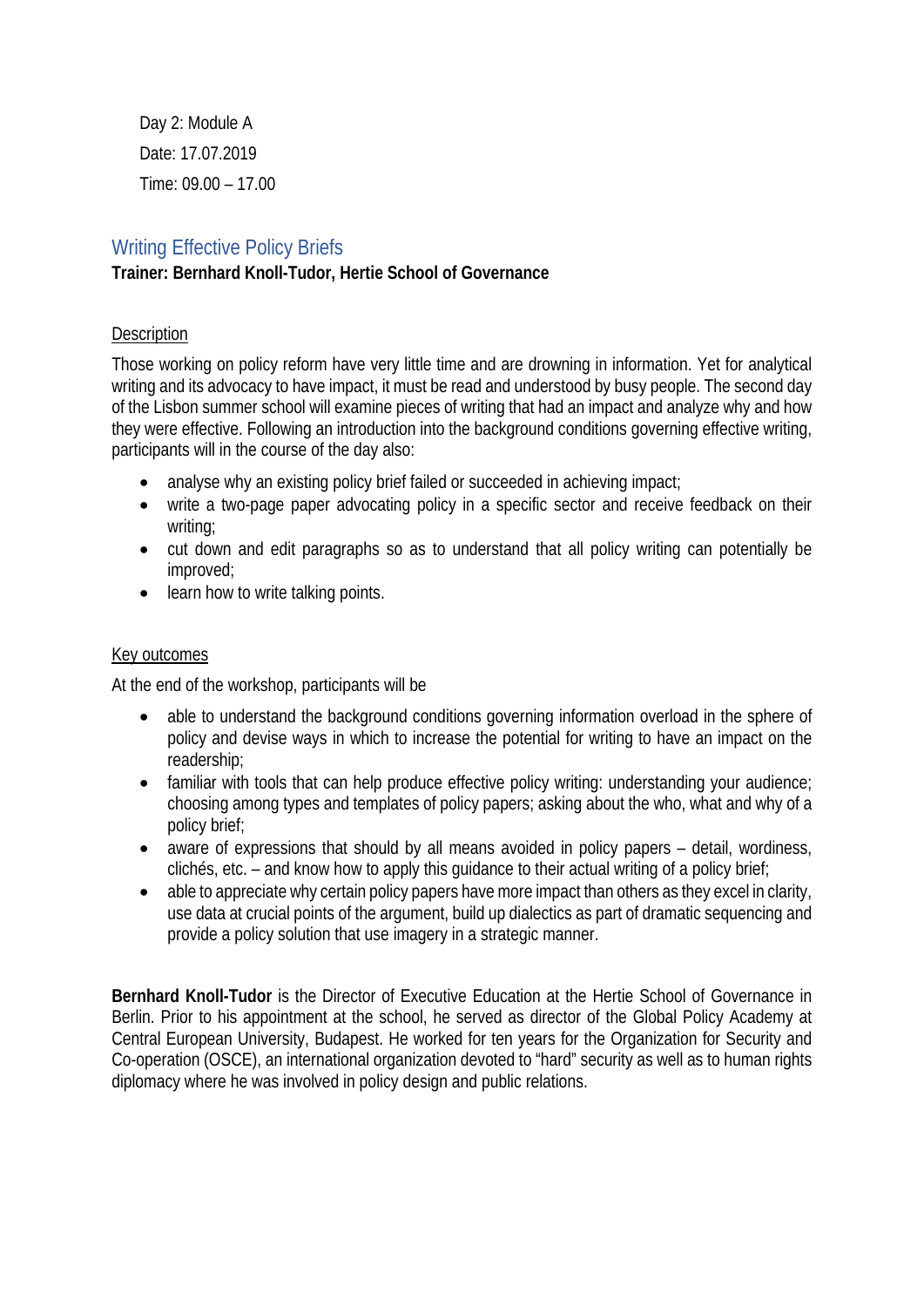Day 2: Module A

Date: 17.07.2019

Time: 09.00 – 17.00

## Writing Effective Policy Briefs

**Trainer: Bernhard Knoll-Tudor, Hertie School of Governance**

Description

Those working on policy reform have very little time and are drowning in information. Yet for analytical writing and its advocacy to have impact, it must be read and understood by busy people. The second day of the Lisbon summer school will examine pieces of writing that had an impact and analyze why and how they were effective. Following an introduction into the background conditions governing effective writing, participants will in the course of the day also:

- analyse why an existing policy brief failed or succeeded in achieving impact;
- write a two-page paper advocating policy in a specific sector and receive feedback on their writing;
- cut down and edit paragraphs so as to understand that all policy writing can potentially be improved;
- learn how to write talking points.

Key outcomes

At the end of the workshop, participants will be

- able to understand the background conditions governing information overload in the sphere of policy and devise ways in which to increase the potential for writing to have an impact on the readership;
- familiar with tools that can help produce effective policy writing: understanding your audience; choosing among types and templates of policy papers; asking about the who, what and why of a policy brief;
- aware of expressions that should by all means avoided in policy papers – detail, wordiness, clichés, etc. – and know how to apply this guidance to their actual writing of a policy brief;
- able to appreciate why certain policy papers have more impact than others as they excel in clarity, use data at crucial points of the argument, build up dialectics as part of dramatic sequencing and provide a policy solution that use imagery in a strategic manner.

**Bernhard Knoll-Tudor** is the Director of Executive Education at the Hertie School of Governance in Berlin. Prior to his appointment at the school, he served as director of the Global Policy Academy at Central European University, Budapest. He worked for ten years for the Organization for Security and Co-operation (OSCE), an international organization devoted to "hard" security as well as to human rights diplomacy where he was involved in policy design and public relations.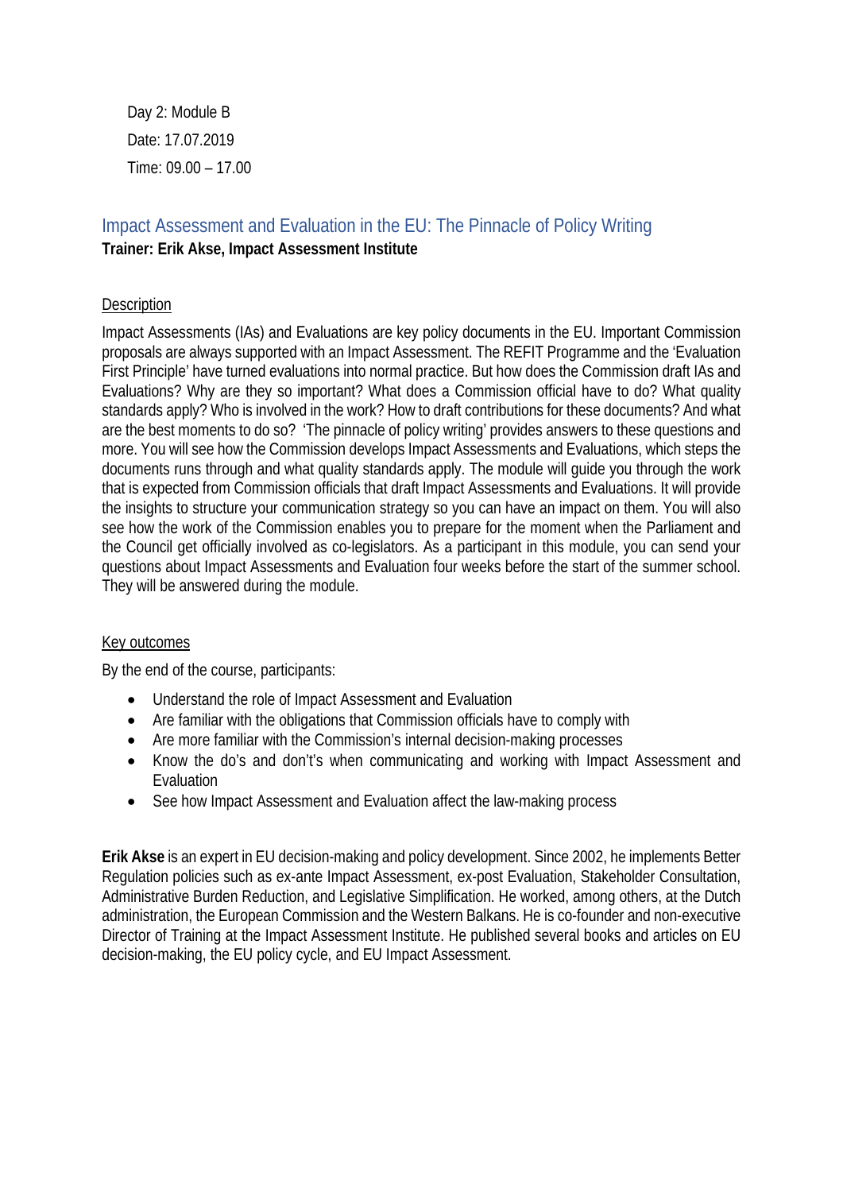Day 2: Module B

Date: 17.07.2019

Time: 09.00 – 17.00

## Impact Assessment and Evaluation in the EU: The Pinnacle of Policy Writing

**Trainer: Erik Akse, Impact Assessment Institute**

### Description

Impact Assessments (IAs) and Evaluations are key policy documents in the EU. Important Commission proposals are always supported with an Impact Assessment. The REFIT Programme and the 'Evaluation First Principle' have turned evaluations into normal practice. But how does the Commission draft IAs and Evaluations? Why are they so important? What does a Commission official have to do? What quality standards apply? Who is involved in the work? How to draft contributions for these documents? And what are the best moments to do so? 'The pinnacle of policy writing' provides answers to these questions and more. You will see how the Commission develops Impact Assessments and Evaluations, which steps the documents runs through and what quality standards apply. The module will guide you through the work that is expected from Commission officials that draft Impact Assessments and Evaluations. It will provide the insights to structure your communication strategy so you can have an impact on them. You will also see how the work of the Commission enables you to prepare for the moment when the Parliament and the Council get officially involved as co-legislators. As a participant in this module, you can send your questions about Impact Assessments and Evaluation four weeks before the start of the summer school. They will be answered during the module.

### Key outcomes

By the end of the course, participants:

- Understand the role of Impact Assessment and Evaluation
- Are familiar with the obligations that Commission officials have to comply with
- Are more familiar with the Commission's internal decision-making processes
- Know the do's and don't's when communicating and working with Impact Assessment and Evaluation
- See how Impact Assessment and Evaluation affect the law-making process

**Erik Akse** is an expert in EU decision-making and policy development. Since 2002, he implements Better Regulation policies such as ex-ante Impact Assessment, ex-post Evaluation, Stakeholder Consultation, Administrative Burden Reduction, and Legislative Simplification. He worked, among others, at the Dutch administration, the European Commission and the Western Balkans. He is co-founder and non-executive Director of Training at the Impact Assessment Institute. He published several books and articles on EU decision-making, the EU policy cycle, and EU Impact Assessment.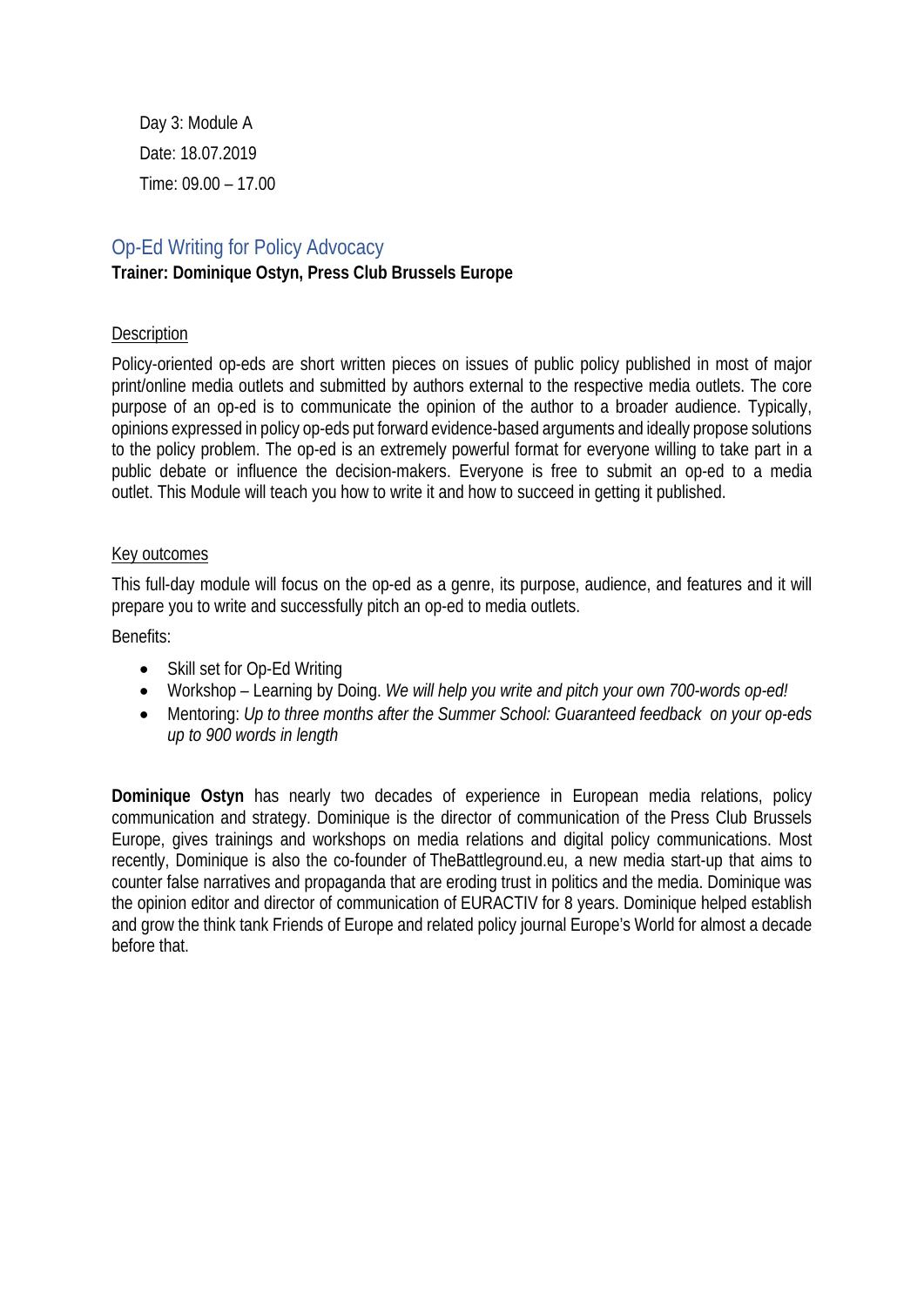Day 3: Module A

Date: 18.07.2019

Time: 09.00 – 17.00

## Op-Ed Writing for Policy Advocacy

**Trainer: Dominique Ostyn, Press Club Brussels Europe**

Description

Policy-oriented op-eds are short written pieces on issues of public policy published in most of major print/online media outlets and submitted by authors external to the respective media outlets. The core purpose of an op-ed is to communicate the opinion of the author to a broader audience. Typically, opinions expressed in policy op-eds put forward evidence-based arguments and ideally propose solutions to the policy problem. The op-ed is an extremely powerful format for everyone willing to take part in a public debate or influence the decision-makers. Everyone is free to submit an op-ed to a media outlet. This Module will teach you how to write it and how to succeed in getting it published.

Key outcomes

This full-day module will focus on the op-ed as a genre, its purpose, audience, and features and it will prepare you to write and successfully pitch an op-ed to media outlets.

Benefits:

- Skill set for Op-Ed Writing
- Workshop – Learning by Doing. *We will help you write and pitch your own 700-words op-ed!*
- Mentoring: *Up to three months after the Summer School: Guaranteed feedback on your op-eds up to 900 words in length*

**Dominique Ostyn** has nearly two decades of experience in European media relations, policy communication and strategy. Dominique is the director of communication of the Press Club Brussels Europe, gives trainings and workshops on media relations and digital policy communications. Most recently, Dominique is also the co-founder of TheBattleground.eu, a new media start-up that aims to counter false narratives and propaganda that are eroding trust in politics and the media. Dominique was the opinion editor and director of communication of EURACTIV for 8 years. Dominique helped establish and grow the think tank Friends of Europe and related policy journal Europe's World for almost a decade before that.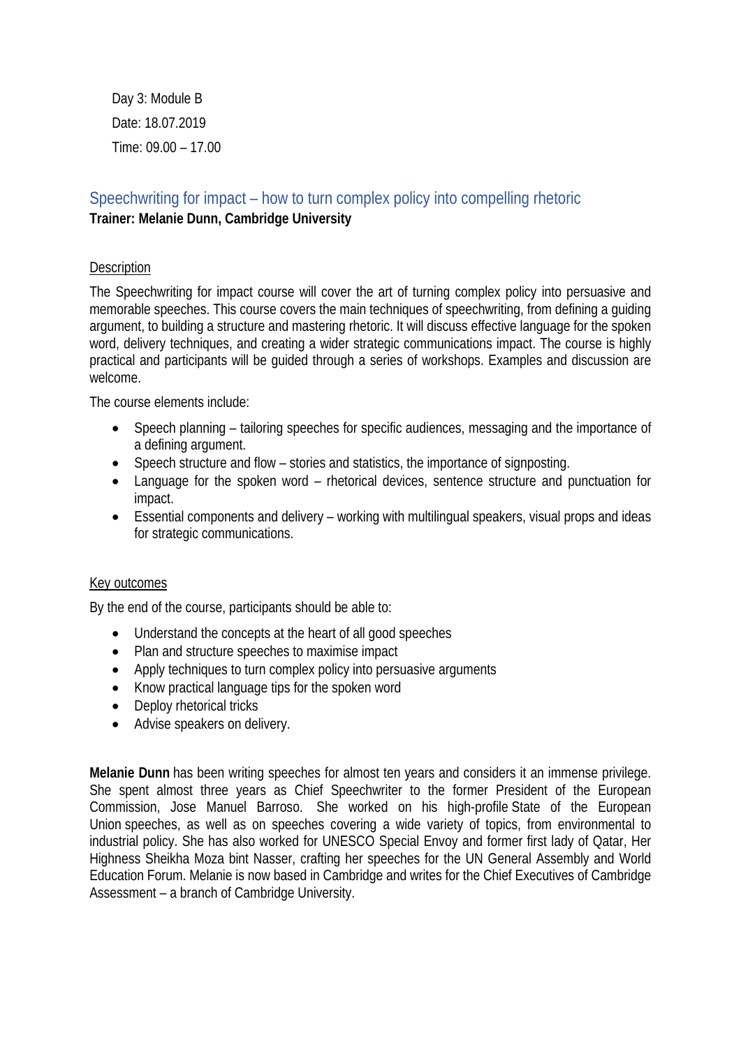Day 3: Module B

Date: 18.07.2019

Time: 09.00 – 17.00

## Speechwriting for impact – how to turn complex policy into compelling rhetoric

**Trainer: Melanie Dunn, Cambridge University**

Description

The Speechwriting for impact course will cover the art of turning complex policy into persuasive and memorable speeches. This course covers the main techniques of speechwriting, from defining a guiding argument, to building a structure and mastering rhetoric. It will discuss effective language for the spoken word, delivery techniques, and creating a wider strategic communications impact. The course is highly practical and participants will be guided through a series of workshops. Examples and discussion are welcome.

The course elements include:

- Speech planning – tailoring speeches for specific audiences, messaging and the importance of a defining argument.
- Speech structure and flow – stories and statistics, the importance of signposting.
- Language for the spoken word – rhetorical devices, sentence structure and punctuation for impact.
- Essential components and delivery – working with multilingual speakers, visual props and ideas for strategic communications.

Key outcomes

By the end of the course, participants should be able to:

- Understand the concepts at the heart of all good speeches
- Plan and structure speeches to maximise impact
- Apply techniques to turn complex policy into persuasive arguments
- Know practical language tips for the spoken word
- Deploy rhetorical tricks
- Advise speakers on delivery.

**Melanie Dunn** has been writing speeches for almost ten years and considers it an immense privilege. She spent almost three years as Chief Speechwriter to the former President of the European Commission, Jose Manuel Barroso. She worked on his high-profile State of the European Union speeches, as well as on speeches covering a wide variety of topics, from environmental to industrial policy. She has also worked for UNESCO Special Envoy and former first lady of Qatar, Her Highness Sheikha Moza bint Nasser, crafting her speeches for the UN General Assembly and World Education Forum. Melanie is now based in Cambridge and writes for the Chief Executives of Cambridge Assessment – a branch of Cambridge University.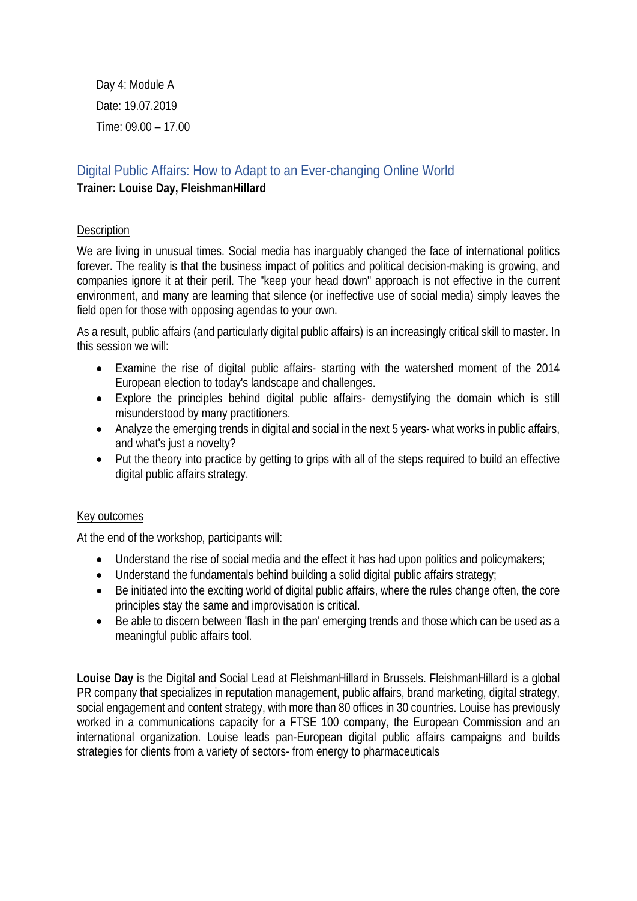Day 4: Module A

Date: 19.07.2019

Time: 09.00 – 17.00

## Digital Public Affairs: How to Adapt to an Ever-changing Online World

**Trainer: Louise Day, FleishmanHillard**

Description

We are living in unusual times. Social media has inarguably changed the face of international politics forever. The reality is that the business impact of politics and political decision-making is growing, and companies ignore it at their peril. The "keep your head down" approach is not effective in the current environment, and many are learning that silence (or ineffective use of social media) simply leaves the field open for those with opposing agendas to your own.

As a result, public affairs (and particularly digital public affairs) is an increasingly critical skill to master. In this session we will:

- Examine the rise of digital public affairs- starting with the watershed moment of the 2014 European election to today's landscape and challenges.
- Explore the principles behind digital public affairs- demystifying the domain which is still misunderstood by many practitioners.
- Analyze the emerging trends in digital and social in the next 5 years- what works in public affairs, and what's just a novelty?
- Put the theory into practice by getting to grips with all of the steps required to build an effective digital public affairs strategy.

Key outcomes

At the end of the workshop, participants will:

- Understand the rise of social media and the effect it has had upon politics and policymakers;
- Understand the fundamentals behind building a solid digital public affairs strategy;
- Be initiated into the exciting world of digital public affairs, where the rules change often, the core principles stay the same and improvisation is critical.
- Be able to discern between 'flash in the pan' emerging trends and those which can be used as a meaningful public affairs tool.

**Louise Day** is the Digital and Social Lead at FleishmanHillard in Brussels. FleishmanHillard is a global PR company that specializes in reputation management, public affairs, brand marketing, digital strategy, social engagement and content strategy, with more than 80 offices in 30 countries. Louise has previously worked in a communications capacity for a FTSE 100 company, the European Commission and an international organization. Louise leads pan-European digital public affairs campaigns and builds strategies for clients from a variety of sectors- from energy to pharmaceuticals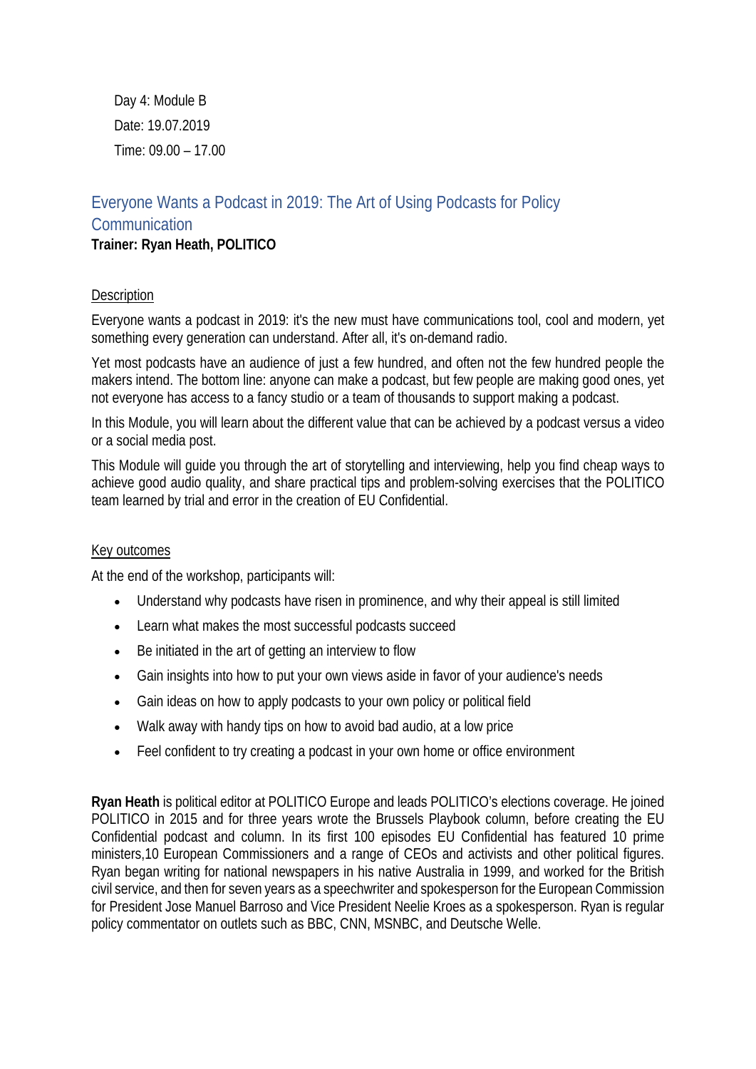Day 4: Module B

Date: 19.07.2019

Time: 09.00 – 17.00

## Everyone Wants a Podcast in 2019: The Art of Using Podcasts for Policy Communication

**Trainer: Ryan Heath, POLITICO**

Description

Everyone wants a podcast in 2019: it's the new must have communications tool, cool and modern, yet something every generation can understand. After all, it's on-demand radio.

Yet most podcasts have an audience of just a few hundred, and often not the few hundred people the makers intend. The bottom line: anyone can make a podcast, but few people are making good ones, yet not everyone has access to a fancy studio or a team of thousands to support making a podcast.

In this Module, you will learn about the different value that can be achieved by a podcast versus a video or a social media post.

This Module will guide you through the art of storytelling and interviewing, help you find cheap ways to achieve good audio quality, and share practical tips and problem-solving exercises that the POLITICO team learned by trial and error in the creation of EU Confidential.

Key outcomes

At the end of the workshop, participants will:

- Understand why podcasts have risen in prominence, and why their appeal is still limited
- Learn what makes the most successful podcasts succeed
- Be initiated in the art of getting an interview to flow
- Gain insights into how to put your own views aside in favor of your audience's needs
- Gain ideas on how to apply podcasts to your own policy or political field
- Walk away with handy tips on how to avoid bad audio, at a low price
- Feel confident to try creating a podcast in your own home or office environment

**Ryan Heath** is political editor at POLITICO Europe and leads POLITICO's elections coverage. He joined POLITICO in 2015 and for three years wrote the Brussels Playbook column, before creating the EU Confidential podcast and column. In its first 100 episodes EU Confidential has featured 10 prime ministers,10 European Commissioners and a range of CEOs and activists and other political figures. Ryan began writing for national newspapers in his native Australia in 1999, and worked for the British civil service, and then for seven years as a speechwriter and spokesperson for the European Commission for President Jose Manuel Barroso and Vice President Neelie Kroes as a spokesperson. Ryan is regular policy commentator on outlets such as BBC, CNN, MSNBC, and Deutsche Welle.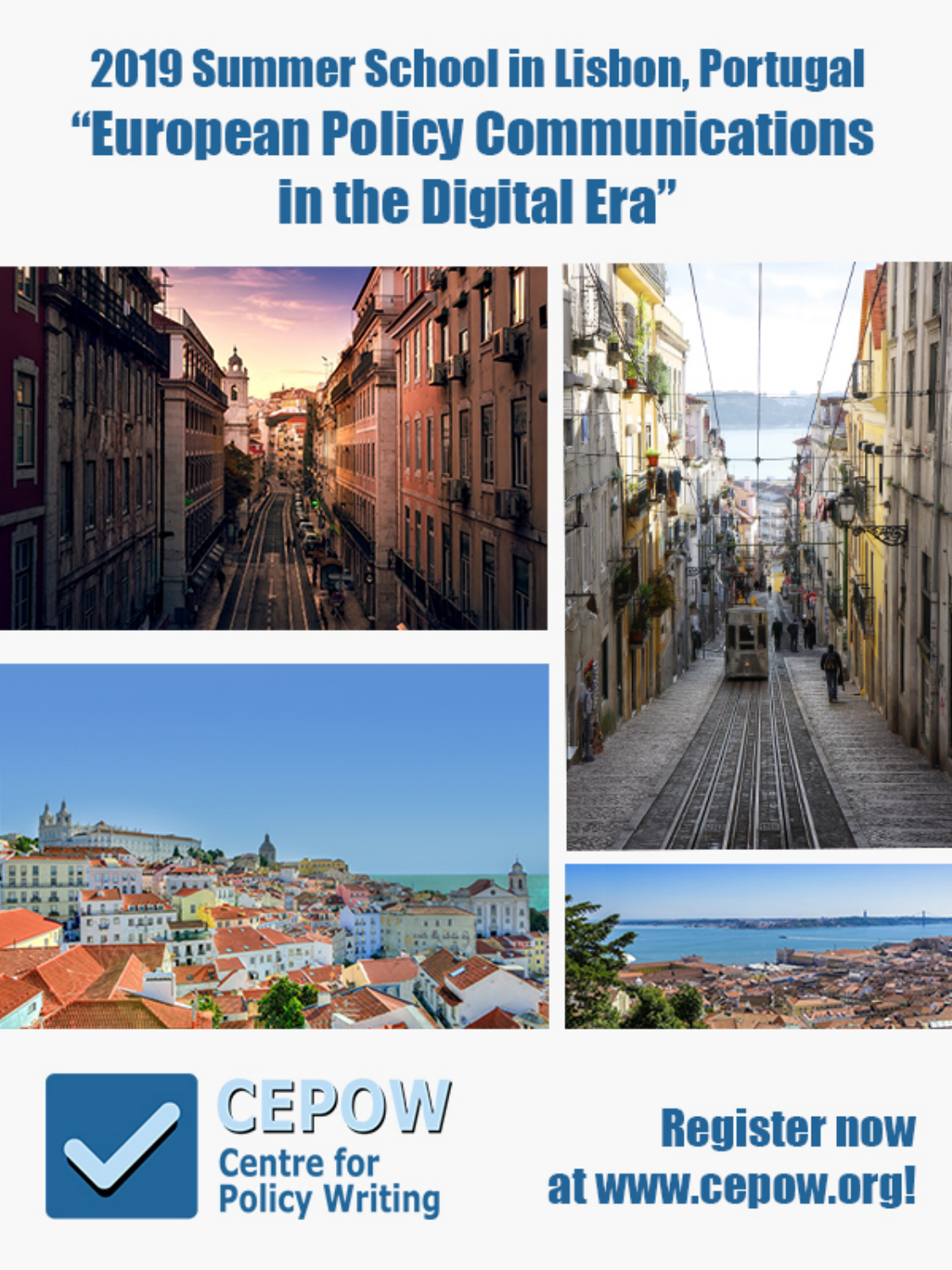# 2019 Summer School in Lisbon, Portugal
# "European Policy Communications in the Digital Era"

CEPOW
Centre for Policy Writing

**Register now at www.cepow.org!**